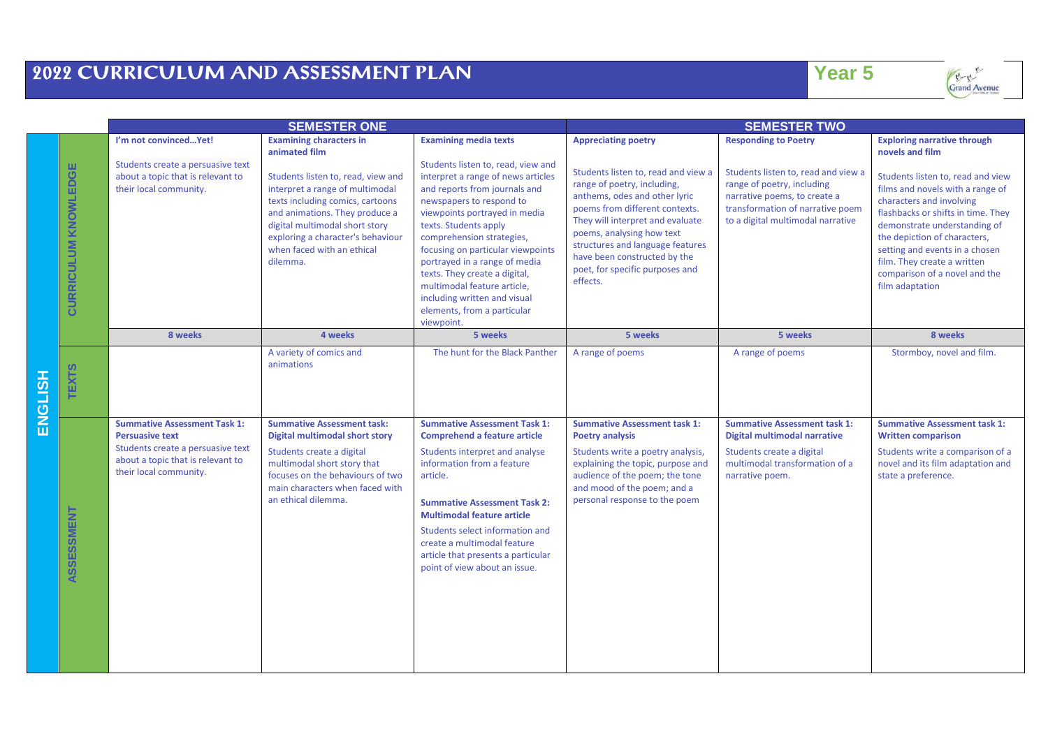# 2022 CURRICULUM AND ASSESSMENT PLAN

## Year 5

### ENGLISH

| | SEMESTER ONE | | | SEMESTER TWO | | |
|---|---|---|---|---|---|---|
| **CURRICULUM KNOWLEDGE** | **I'm not convinced…Yet!**<br><br>Students create a persuasive text about a topic that is relevant to their local community. | **Examining characters in animated film**<br><br>Students listen to, read, view and interpret a range of multimodal texts including comics, cartoons and animations. They produce a digital multimodal short story exploring a character's behaviour when faced with an ethical dilemma. | **Examining media texts**<br><br>Students listen to, read, view and interpret a range of news articles and reports from journals and newspapers to respond to viewpoints portrayed in media texts. Students apply comprehension strategies, focusing on particular viewpoints portrayed in a range of media texts. They create a digital, multimodal feature article, including written and visual elements, from a particular viewpoint. | **Appreciating poetry**<br><br>Students listen to, read and view a range of poetry, including, anthems, odes and other lyric poems from different contexts. They will interpret and evaluate poems, analysing how text structures and language features have been constructed by the poet, for specific purposes and effects. | **Responding to Poetry**<br><br>Students listen to, read and view a range of poetry, including narrative poems, to create a transformation of narrative poem to a digital multimodal narrative | **Exploring narrative through novels and film**<br><br>Students listen to, read and view films and novels with a range of characters and involving flashbacks or shifts in time. They demonstrate understanding of the depiction of characters, setting and events in a chosen film. They create a written comparison of a novel and the film adaptation |
| | **8 weeks** | **4 weeks** | **5 weeks** | **5 weeks** | **5 weeks** | **8 weeks** |
| **TEXTS** | | A variety of comics and animations | The hunt for the Black Panther | A range of poems | A range of poems | Stormboy, novel and film. |
| **ASSESSMENT** | **Summative Assessment Task 1: Persuasive text**<br>Students create a persuasive text about a topic that is relevant to their local community. | **Summative Assessment task: Digital multimodal short story**<br>Students create a digital multimodal short story that focuses on the behaviours of two main characters when faced with an ethical dilemma. | **Summative Assessment Task 1: Comprehend a feature article**<br>Students interpret and analyse information from a feature article.<br><br>**Summative Assessment Task 2: Multimodal feature article**<br>Students select information and create a multimodal feature article that presents a particular point of view about an issue. | **Summative Assessment task 1: Poetry analysis**<br>Students write a poetry analysis, explaining the topic, purpose and audience of the poem; the tone and mood of the poem; and a personal response to the poem | **Summative Assessment task 1: Digital multimodal narrative**<br>Students create a digital multimodal transformation of a narrative poem. | **Summative Assessment task 1: Written comparison**<br>Students write a comparison of a novel and its film adaptation and state a preference. |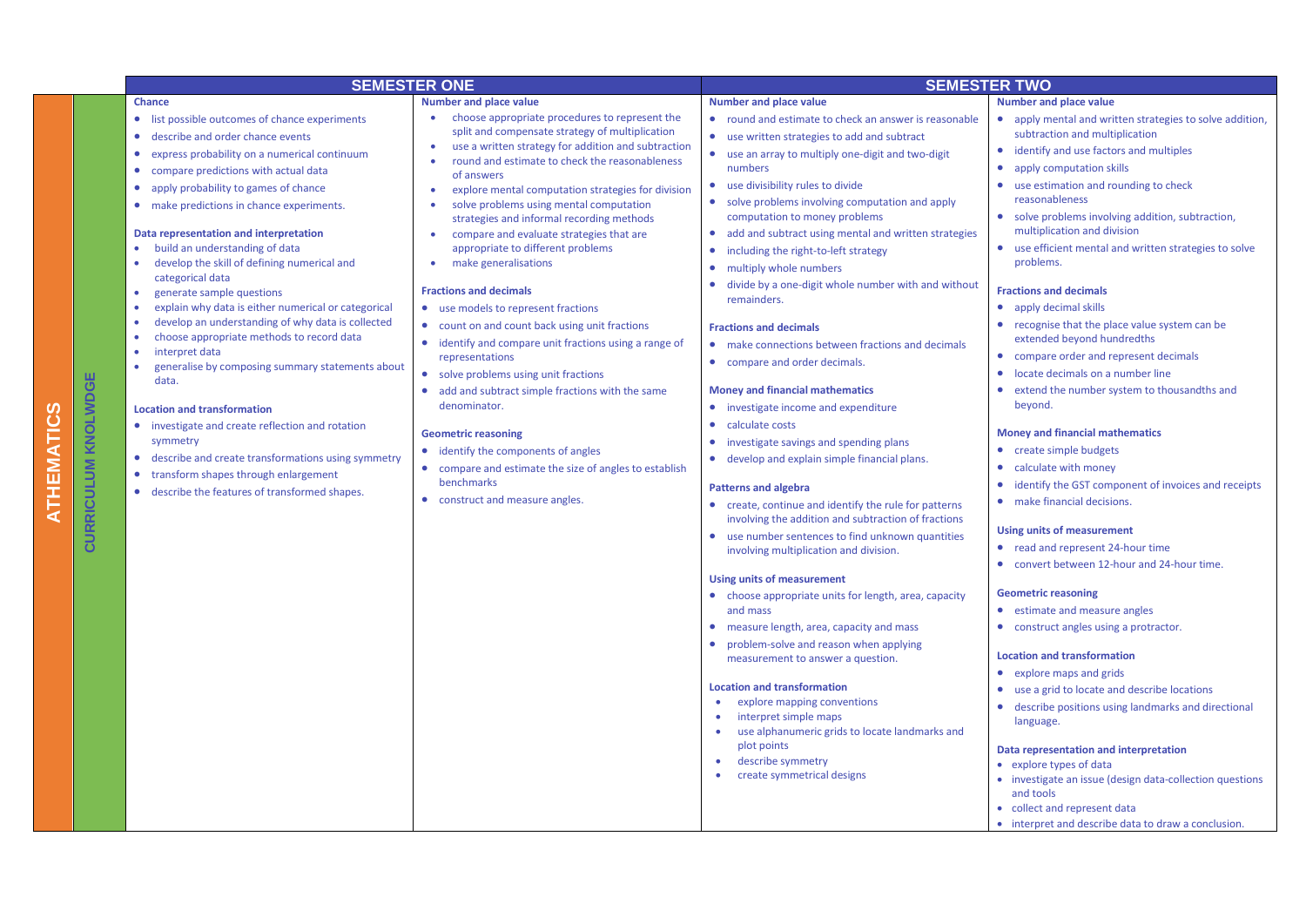# ATHEMATICS

## CURRICULUM KNOLWDGE

## SEMESTER ONE

**Chance**

- list possible outcomes of chance experiments
- describe and order chance events
- express probability on a numerical continuum
- compare predictions with actual data
- apply probability to games of chance
- make predictions in chance experiments.

**Data representation and interpretation**

- build an understanding of data
- develop the skill of defining numerical and categorical data
- generate sample questions
- explain why data is either numerical or categorical
- develop an understanding of why data is collected
- choose appropriate methods to record data
- interpret data
- generalise by composing summary statements about data.

**Location and transformation**

- investigate and create reflection and rotation symmetry
- describe and create transformations using symmetry
- transform shapes through enlargement
- describe the features of transformed shapes.

**Number and place value**

- choose appropriate procedures to represent the split and compensate strategy of multiplication
- use a written strategy for addition and subtraction
- round and estimate to check the reasonableness of answers
- explore mental computation strategies for division
- solve problems using mental computation strategies and informal recording methods
- compare and evaluate strategies that are appropriate to different problems
- make generalisations

**Fractions and decimals**

- use models to represent fractions
- count on and count back using unit fractions
- identify and compare unit fractions using a range of representations
- solve problems using unit fractions
- add and subtract simple fractions with the same denominator.

**Geometric reasoning**

- identify the components of angles
- compare and estimate the size of angles to establish benchmarks
- construct and measure angles.

## SEMESTER TWO

**Number and place value**

- round and estimate to check an answer is reasonable
- use written strategies to add and subtract
- use an array to multiply one-digit and two-digit numbers
- use divisibility rules to divide
- solve problems involving computation and apply computation to money problems
- add and subtract using mental and written strategies
- including the right-to-left strategy
- multiply whole numbers
- divide by a one-digit whole number with and without remainders.

**Fractions and decimals**

- make connections between fractions and decimals
- compare and order decimals.

**Money and financial mathematics**

- investigate income and expenditure
- calculate costs
- investigate savings and spending plans
- develop and explain simple financial plans.

**Patterns and algebra**

- create, continue and identify the rule for patterns involving the addition and subtraction of fractions
- use number sentences to find unknown quantities involving multiplication and division.

**Using units of measurement**

- choose appropriate units for length, area, capacity and mass
- measure length, area, capacity and mass
- problem-solve and reason when applying measurement to answer a question.

**Location and transformation**

- explore mapping conventions
- interpret simple maps
- use alphanumeric grids to locate landmarks and plot points
- describe symmetry
- create symmetrical designs

**Number and place value**

- apply mental and written strategies to solve addition, subtraction and multiplication
- identify and use factors and multiples
- apply computation skills
- use estimation and rounding to check reasonableness
- solve problems involving addition, subtraction, multiplication and division
- use efficient mental and written strategies to solve problems.

**Fractions and decimals**

- apply decimal skills
- recognise that the place value system can be extended beyond hundredths
- compare order and represent decimals
- locate decimals on a number line
- extend the number system to thousandths and beyond.

**Money and financial mathematics**

- create simple budgets
- calculate with money
- identify the GST component of invoices and receipts
- make financial decisions.

**Using units of measurement**

- read and represent 24-hour time
- convert between 12-hour and 24-hour time.

**Geometric reasoning**

- estimate and measure angles
- construct angles using a protractor.

**Location and transformation**

- explore maps and grids
- use a grid to locate and describe locations
- describe positions using landmarks and directional language.

**Data representation and interpretation**

- explore types of data
- investigate an issue (design data-collection questions and tools
- collect and represent data
- interpret and describe data to draw a conclusion.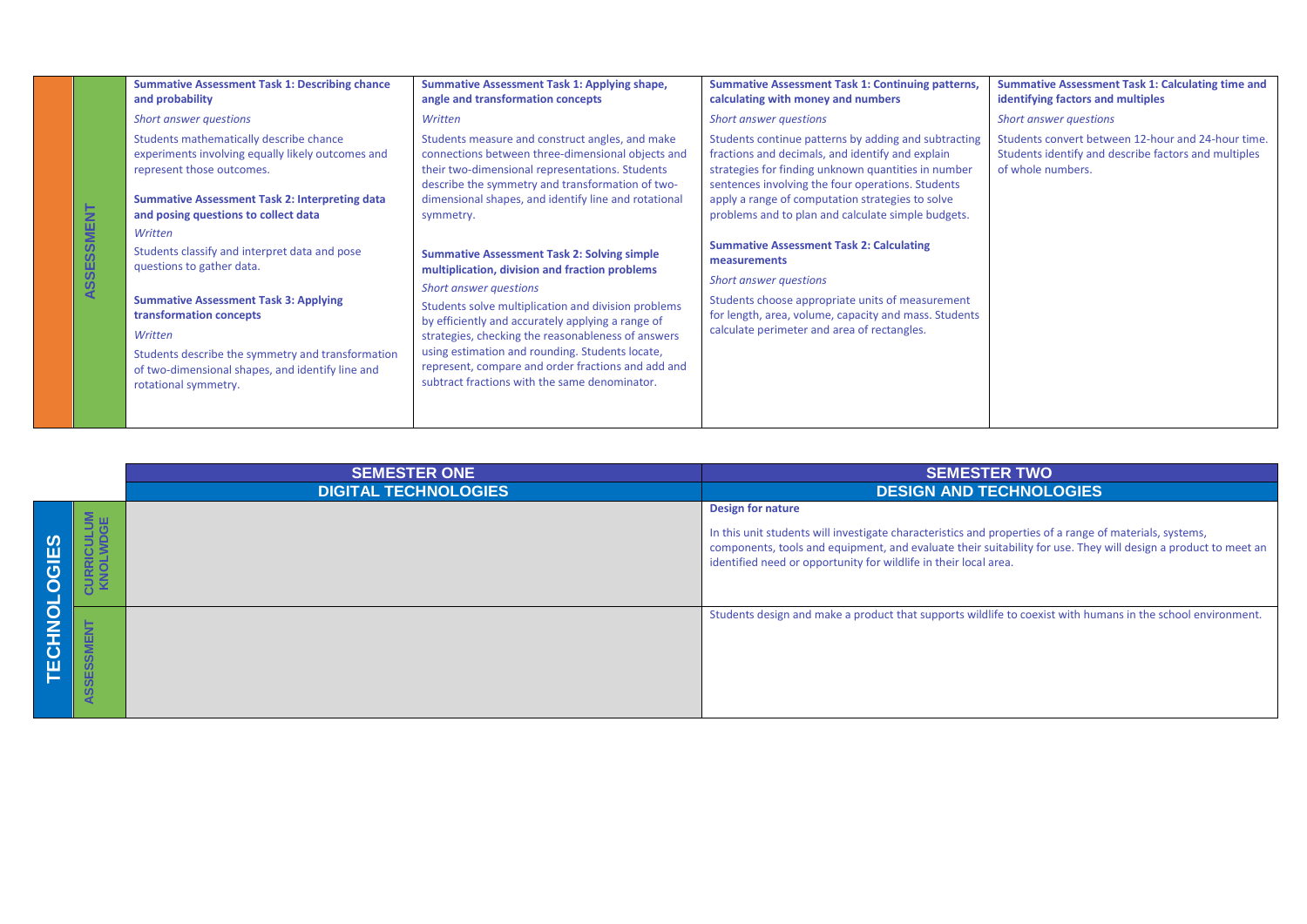| | ASSESSMENT | | | | |
|---|---|---|---|---|---|
| | | **Summative Assessment Task 1: Describing chance and probability**<br>*Short answer questions*<br>Students mathematically describe chance experiments involving equally likely outcomes and represent those outcomes.<br><br>**Summative Assessment Task 2: Interpreting data and posing questions to collect data**<br>*Written*<br>Students classify and interpret data and pose questions to gather data.<br><br>**Summative Assessment Task 3: Applying transformation concepts**<br>*Written*<br>Students describe the symmetry and transformation of two-dimensional shapes, and identify line and rotational symmetry. | **Summative Assessment Task 1: Applying shape, angle and transformation concepts**<br>*Written*<br>Students measure and construct angles, and make connections between three-dimensional objects and their two-dimensional representations. Students describe the symmetry and transformation of two-dimensional shapes, and identify line and rotational symmetry.<br><br>**Summative Assessment Task 2: Solving simple multiplication, division and fraction problems**<br>*Short answer questions*<br>Students solve multiplication and division problems by efficiently and accurately applying a range of strategies, checking the reasonableness of answers using estimation and rounding. Students locate, represent, compare and order fractions and add and subtract fractions with the same denominator. | **Summative Assessment Task 1: Continuing patterns, calculating with money and numbers**<br>*Short answer questions*<br>Students continue patterns by adding and subtracting fractions and decimals, and identify and explain strategies for finding unknown quantities in number sentences involving the four operations. Students apply a range of computation strategies to solve problems and to plan and calculate simple budgets.<br><br>**Summative Assessment Task 2: Calculating measurements**<br>*Short answer questions*<br>Students choose appropriate units of measurement for length, area, volume, capacity and mass. Students calculate perimeter and area of rectangles. | **Summative Assessment Task 1: Calculating time and identifying factors and multiples**<br>*Short answer questions*<br>Students convert between 12-hour and 24-hour time. Students identify and describe factors and multiples of whole numbers. |

| | | SEMESTER ONE | SEMESTER TWO |
|---|---|---|---|
| | | **DIGITAL TECHNOLOGIES** | **DESIGN AND TECHNOLOGIES** |
| TECHNOLOGIES | CURRICULUM KNOLWDGE | | **Design for nature**<br><br>In this unit students will investigate characteristics and properties of a range of materials, systems, components, tools and equipment, and evaluate their suitability for use. They will design a product to meet an identified need or opportunity for wildlife in their local area. |
| | ASSESSMENT | | Students design and make a product that supports wildlife to coexist with humans in the school environment. |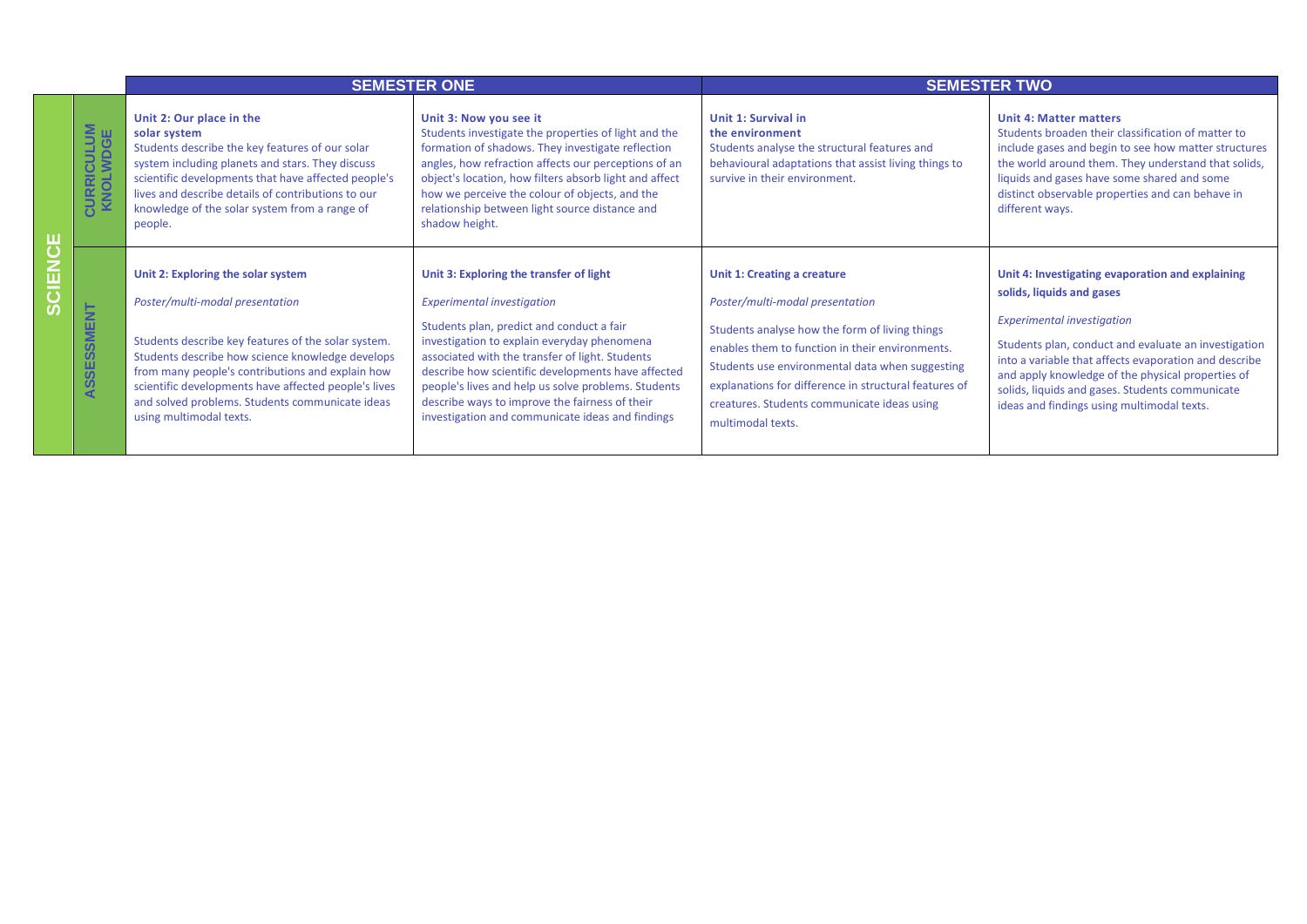| SCIENCE | | SEMESTER ONE | | SEMESTER TWO | |
|---|---|---|---|---|---|
| | CURRICULUM KNOLWDGE | **Unit 2: Our place in the solar system** Students describe the key features of our solar system including planets and stars. They discuss scientific developments that have affected people's lives and describe details of contributions to our knowledge of the solar system from a range of people. | **Unit 3: Now you see it** Students investigate the properties of light and the formation of shadows. They investigate reflection angles, how refraction affects our perceptions of an object's location, how filters absorb light and affect how we perceive the colour of objects, and the relationship between light source distance and shadow height. | **Unit 1: Survival in the environment** Students analyse the structural features and behavioural adaptations that assist living things to survive in their environment. | **Unit 4: Matter matters** Students broaden their classification of matter to include gases and begin to see how matter structures the world around them. They understand that solids, liquids and gases have some shared and some distinct observable properties and can behave in different ways. |
| | ASSESSMENT | **Unit 2: Exploring the solar system** *Poster/multi-modal presentation* Students describe key features of the solar system. Students describe how science knowledge develops from many people's contributions and explain how scientific developments have affected people's lives and solved problems. Students communicate ideas using multimodal texts. | **Unit 3: Exploring the transfer of light** *Experimental investigation* Students plan, predict and conduct a fair investigation to explain everyday phenomena associated with the transfer of light. Students describe how scientific developments have affected people's lives and help us solve problems. Students describe ways to improve the fairness of their investigation and communicate ideas and findings | **Unit 1: Creating a creature** *Poster/multi-modal presentation* Students analyse how the form of living things enables them to function in their environments. Students use environmental data when suggesting explanations for difference in structural features of creatures. Students communicate ideas using multimodal texts. | **Unit 4: Investigating evaporation and explaining solids, liquids and gases** *Experimental investigation* Students plan, conduct and evaluate an investigation into a variable that affects evaporation and describe and apply knowledge of the physical properties of solids, liquids and gases. Students communicate ideas and findings using multimodal texts. |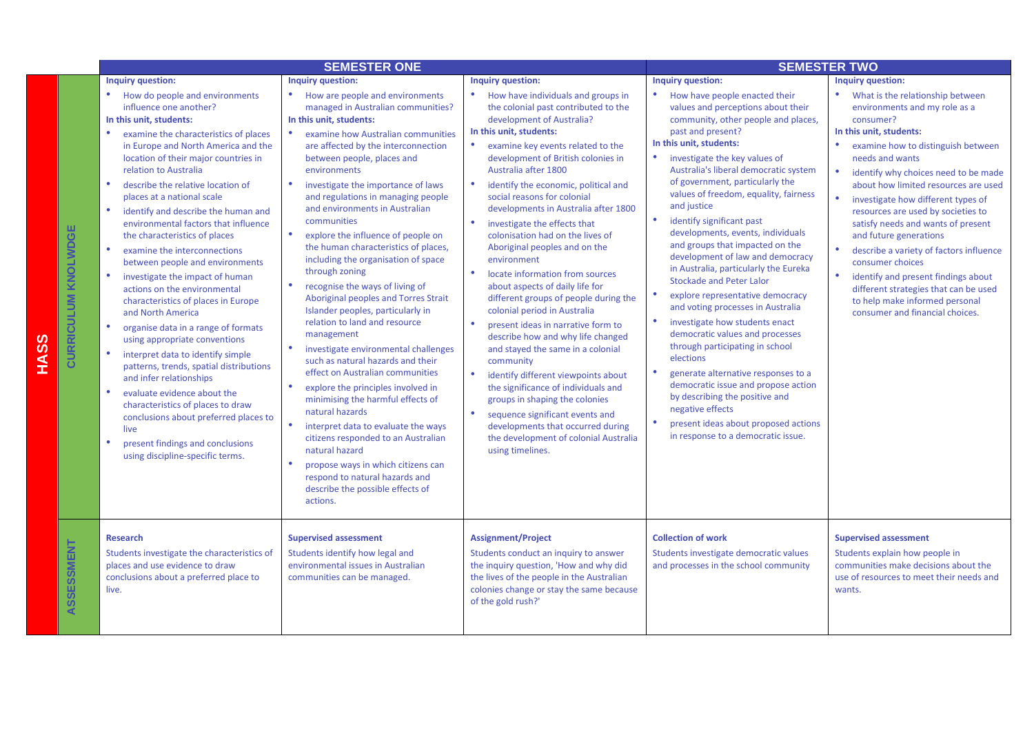| HASS | | SEMESTER ONE | | | SEMESTER TWO | |
|---|---|---|---|---|---|---|
| | CURRICULUM KNOLWDGE | **Inquiry question:**<br>• How do people and environments influence one another?<br>**In this unit, students:**<br>• examine the characteristics of places in Europe and North America and the location of their major countries in relation to Australia<br>• describe the relative location of places at a national scale<br>• identify and describe the human and environmental factors that influence the characteristics of places<br>• examine the interconnections between people and environments<br>• investigate the impact of human actions on the environmental characteristics of places in Europe and North America<br>• organise data in a range of formats using appropriate conventions<br>• interpret data to identify simple patterns, trends, spatial distributions and infer relationships<br>• evaluate evidence about the characteristics of places to draw conclusions about preferred places to live<br>• present findings and conclusions using discipline-specific terms. | **Inquiry question:**<br>• How are people and environments managed in Australian communities?<br>**In this unit, students:**<br>• examine how Australian communities are affected by the interconnection between people, places and environments<br>• investigate the importance of laws and regulations in managing people and environments in Australian communities<br>• explore the influence of people on the human characteristics of places, including the organisation of space through zoning<br>• recognise the ways of living of Aboriginal peoples and Torres Strait Islander peoples, particularly in relation to land and resource management<br>• investigate environmental challenges such as natural hazards and their effect on Australian communities<br>• explore the principles involved in minimising the harmful effects of natural hazards<br>• interpret data to evaluate the ways citizens responded to an Australian natural hazard<br>• propose ways in which citizens can respond to natural hazards and describe the possible effects of actions. | **Inquiry question:**<br>• How have individuals and groups in the colonial past contributed to the development of Australia?<br>**In this unit, students:**<br>• examine key events related to the development of British colonies in Australia after 1800<br>• identify the economic, political and social reasons for colonial developments in Australia after 1800<br>• investigate the effects that colonisation had on the lives of Aboriginal peoples and on the environment<br>• locate information from sources about aspects of daily life for different groups of people during the colonial period in Australia<br>• present ideas in narrative form to describe how and why life changed and stayed the same in a colonial community<br>• identify different viewpoints about the significance of individuals and groups in shaping the colonies<br>• sequence significant events and developments that occurred during the development of colonial Australia using timelines. | **Inquiry question:**<br>• How have people enacted their values and perceptions about their community, other people and places, past and present?<br>**In this unit, students:**<br>• investigate the key values of Australia's liberal democratic system of government, particularly the values of freedom, equality, fairness and justice<br>• identify significant past developments, events, individuals and groups that impacted on the development of law and democracy in Australia, particularly the Eureka Stockade and Peter Lalor<br>• explore representative democracy and voting processes in Australia<br>• investigate how students enact democratic values and processes through participating in school elections<br>• generate alternative responses to a democratic issue and propose action by describing the positive and negative effects<br>• present ideas about proposed actions in response to a democratic issue. | **Inquiry question:**<br>• What is the relationship between environments and my role as a consumer?<br>**In this unit, students:**<br>• examine how to distinguish between needs and wants<br>• identify why choices need to be made about how limited resources are used<br>• investigate how different types of resources are used by societies to satisfy needs and wants of present and future generations<br>• describe a variety of factors influence consumer choices<br>• identify and present findings about different strategies that can be used to help make informed personal consumer and financial choices. |
| | ASSESSMENT | **Research**<br>Students investigate the characteristics of places and use evidence to draw conclusions about a preferred place to live. | **Supervised assessment**<br>Students identify how legal and environmental issues in Australian communities can be managed. | **Assignment/Project**<br>Students conduct an inquiry to answer the inquiry question, 'How and why did the lives of the people in the Australian colonies change or stay the same because of the gold rush?' | **Collection of work**<br>Students investigate democratic values and processes in the school community | **Supervised assessment**<br>Students explain how people in communities make decisions about the use of resources to meet their needs and wants. |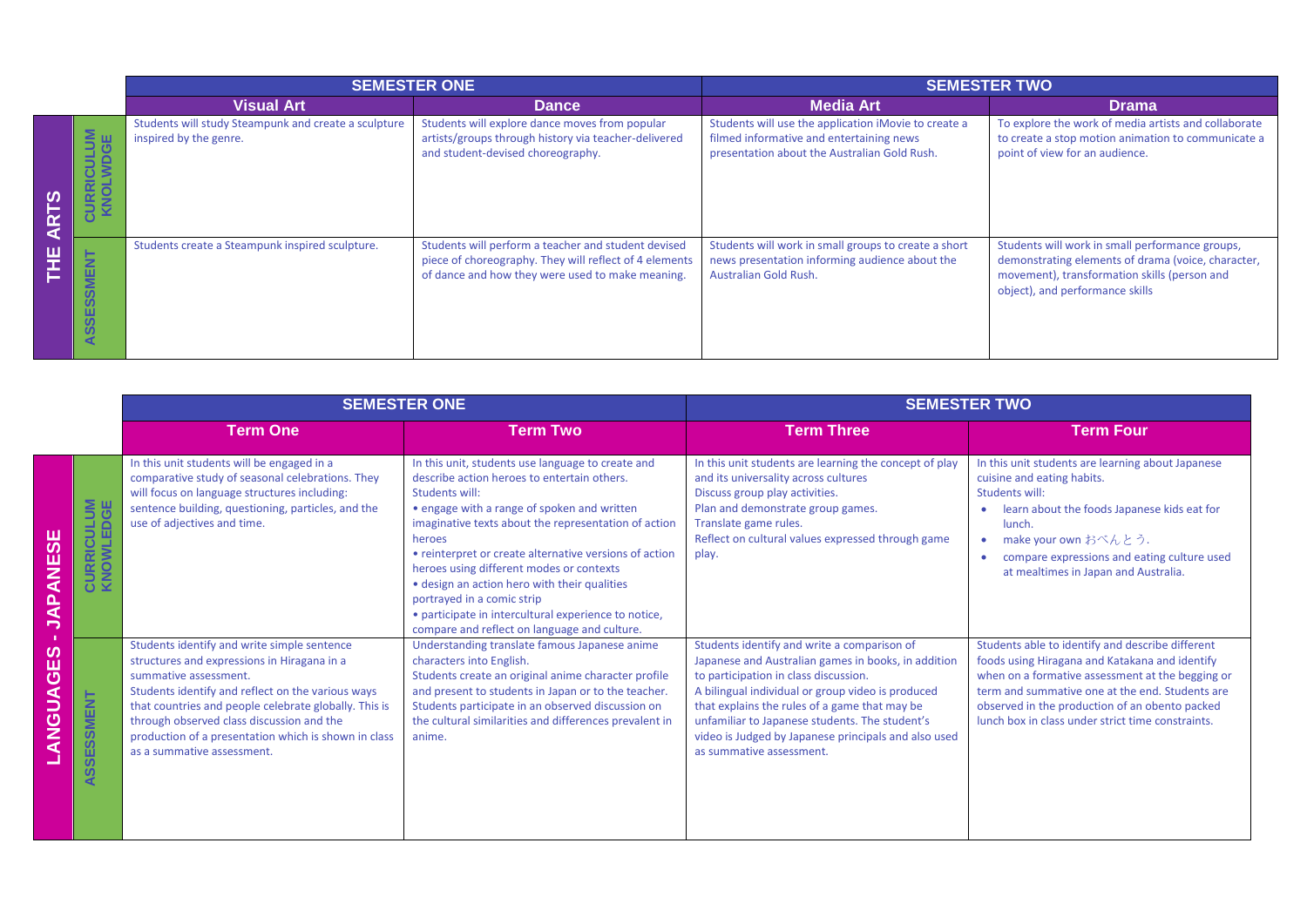| | | SEMESTER ONE | | SEMESTER TWO | |
|---|---|---|---|---|---|
| | | **Visual Art** | **Dance** | **Media Art** | **Drama** |
| **THE ARTS** | **CURRICULUM KNOLWDGE** | Students will study Steampunk and create a sculpture inspired by the genre. | Students will explore dance moves from popular artists/groups through history via teacher-delivered and student-devised choreography. | Students will use the application iMovie to create a filmed informative and entertaining news presentation about the Australian Gold Rush. | To explore the work of media artists and collaborate to create a stop motion animation to communicate a point of view for an audience. |
| | **ASSESSMENT** | Students create a Steampunk inspired sculpture. | Students will perform a teacher and student devised piece of choreography. They will reflect of 4 elements of dance and how they were used to make meaning. | Students will work in small groups to create a short news presentation informing audience about the Australian Gold Rush. | Students will work in small performance groups, demonstrating elements of drama (voice, character, movement), transformation skills (person and object), and performance skills |

| | | SEMESTER ONE | | SEMESTER TWO | |
|---|---|---|---|---|---|
| | | **Term One** | **Term Two** | **Term Three** | **Term Four** |
| **LANGUAGES - JAPANESE** | **CURRICULUM KNOWLEDGE** | In this unit students will be engaged in a comparative study of seasonal celebrations. They will focus on language structures including: sentence building, questioning, particles, and the use of adjectives and time. | In this unit, students use language to create and describe action heroes to entertain others.<br>Students will:<br>• engage with a range of spoken and written imaginative texts about the representation of action heroes<br>• reinterpret or create alternative versions of action heroes using different modes or contexts<br>• design an action hero with their qualities portrayed in a comic strip<br>• participate in intercultural experience to notice, compare and reflect on language and culture. | In this unit students are learning the concept of play and its universality across cultures<br>Discuss group play activities.<br>Plan and demonstrate group games.<br>Translate game rules.<br>Reflect on cultural values expressed through game play. | In this unit students are learning about Japanese cuisine and eating habits.<br>Students will:<br>• learn about the foods Japanese kids eat for lunch.<br>• make your own おべんとう.<br>• compare expressions and eating culture used at mealtimes in Japan and Australia. |
| | **ASSESSMENT** | Students identify and write simple sentence structures and expressions in Hiragana in a summative assessment.<br>Students identify and reflect on the various ways that countries and people celebrate globally. This is through observed class discussion and the production of a presentation which is shown in class as a summative assessment. | Understanding translate famous Japanese anime characters into English.<br>Students create an original anime character profile and present to students in Japan or to the teacher.<br>Students participate in an observed discussion on the cultural similarities and differences prevalent in anime. | Students identify and write a comparison of Japanese and Australian games in books, in addition to participation in class discussion.<br>A bilingual individual or group video is produced that explains the rules of a game that may be unfamiliar to Japanese students. The student's video is Judged by Japanese principals and also used as summative assessment. | Students able to identify and describe different foods using Hiragana and Katakana and identify when on a formative assessment at the begging or term and summative one at the end. Students are observed in the production of an obento packed lunch box in class under strict time constraints. |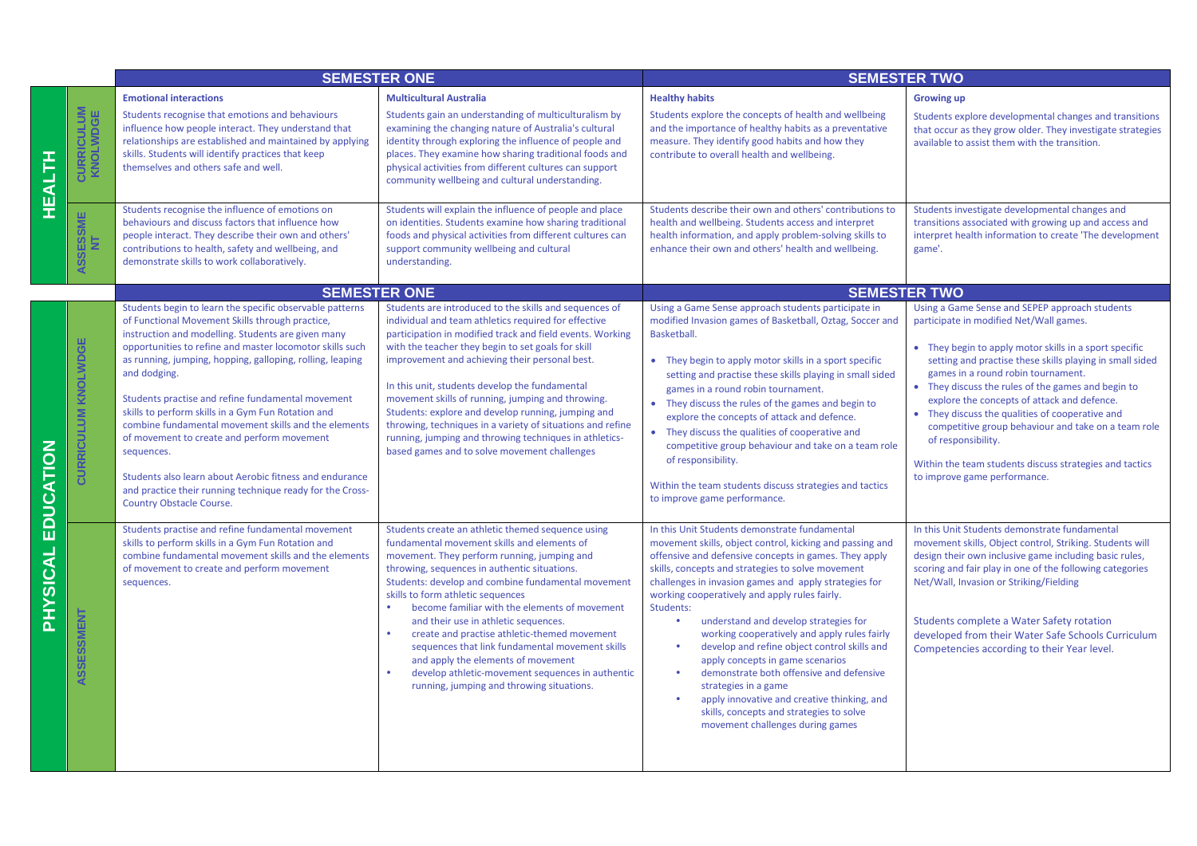| | | SEMESTER ONE | | SEMESTER TWO | |
|---|---|---|---|---|---|
| HEALTH | CURRICULUM KNOLWDGE | **Emotional interactions**<br>Students recognise that emotions and behaviours influence how people interact. They understand that relationships are established and maintained by applying skills. Students will identify practices that keep themselves and others safe and well. | **Multicultural Australia**<br>Students gain an understanding of multiculturalism by examining the changing nature of Australia's cultural identity through exploring the influence of people and places. They examine how sharing traditional foods and physical activities from different cultures can support community wellbeing and cultural understanding. | **Healthy habits**<br>Students explore the concepts of health and wellbeing and the importance of healthy habits as a preventative measure. They identify good habits and how they contribute to overall health and wellbeing. | **Growing up**<br>Students explore developmental changes and transitions that occur as they grow older. They investigate strategies available to assist them with the transition. |
| | ASSESSMENT | Students recognise the influence of emotions on behaviours and discuss factors that influence how people interact. They describe their own and others' contributions to health, safety and wellbeing, and demonstrate skills to work collaboratively. | Students will explain the influence of people and place on identities. Students examine how sharing traditional foods and physical activities from different cultures can support community wellbeing and cultural understanding. | Students describe their own and others' contributions to health and wellbeing. Students access and interpret health information, and apply problem-solving skills to enhance their own and others' health and wellbeing. | Students investigate developmental changes and transitions associated with growing up and access and interpret health information to create 'The development game'. |
| | | **SEMESTER ONE** | | **SEMESTER TWO** | |
| PHYSICAL EDUCATION | CURRICULUM KNOLWDGE | Students begin to learn the specific observable patterns of Functional Movement Skills through practice, instruction and modelling. Students are given many opportunities to refine and master locomotor skills such as running, jumping, hopping, galloping, rolling, leaping and dodging.<br><br>Students practise and refine fundamental movement skills to perform skills in a Gym Fun Rotation and combine fundamental movement skills and the elements of movement to create and perform movement sequences.<br><br>Students also learn about Aerobic fitness and endurance and practice their running technique ready for the Cross-Country Obstacle Course. | Students are introduced to the skills and sequences of individual and team athletics required for effective participation in modified track and field events. Working with the teacher they begin to set goals for skill improvement and achieving their personal best.<br><br>In this unit, students develop the fundamental movement skills of running, jumping and throwing. Students: explore and develop running, jumping and throwing, techniques in a variety of situations and refine running, jumping and throwing techniques in athletics-based games and to solve movement challenges | Using a Game Sense approach students participate in modified Invasion games of Basketball, Oztag, Soccer and Basketball.<br><br>• They begin to apply motor skills in a sport specific setting and practise these skills playing in small sided games in a round robin tournament.<br>• They discuss the rules of the games and begin to explore the concepts of attack and defence.<br>• They discuss the qualities of cooperative and competitive group behaviour and take on a team role of responsibility.<br><br>Within the team students discuss strategies and tactics to improve game performance. | Using a Game Sense and SEPEP approach students participate in modified Net/Wall games.<br><br>• They begin to apply motor skills in a sport specific setting and practise these skills playing in small sided games in a round robin tournament.<br>• They discuss the rules of the games and begin to explore the concepts of attack and defence.<br>• They discuss the qualities of cooperative and competitive group behaviour and take on a team role of responsibility.<br><br>Within the team students discuss strategies and tactics to improve game performance. |
| | ASSESSMENT | Students practise and refine fundamental movement skills to perform skills in a Gym Fun Rotation and combine fundamental movement skills and the elements of movement to create and perform movement sequences. | Students create an athletic themed sequence using fundamental movement skills and elements of movement. They perform running, jumping and throwing, sequences in authentic situations.<br>Students: develop and combine fundamental movement skills to form athletic sequences<br>• become familiar with the elements of movement and their use in athletic sequences.<br>• create and practise athletic-themed movement sequences that link fundamental movement skills and apply the elements of movement<br>• develop athletic-movement sequences in authentic running, jumping and throwing situations. | In this Unit Students demonstrate fundamental movement skills, object control, kicking and passing and offensive and defensive concepts in games. They apply skills, concepts and strategies to solve movement challenges in invasion games and apply strategies for working cooperatively and apply rules fairly.<br>Students:<br>• understand and develop strategies for working cooperatively and apply rules fairly<br>• develop and refine object control skills and apply concepts in game scenarios<br>• demonstrate both offensive and defensive strategies in a game<br>• apply innovative and creative thinking, and skills, concepts and strategies to solve movement challenges during games | In this Unit Students demonstrate fundamental movement skills, Object control, Striking. Students will design their own inclusive game including basic rules, scoring and fair play in one of the following categories Net/Wall, Invasion or Striking/Fielding<br><br>Students complete a Water Safety rotation developed from their Water Safe Schools Curriculum Competencies according to their Year level. |